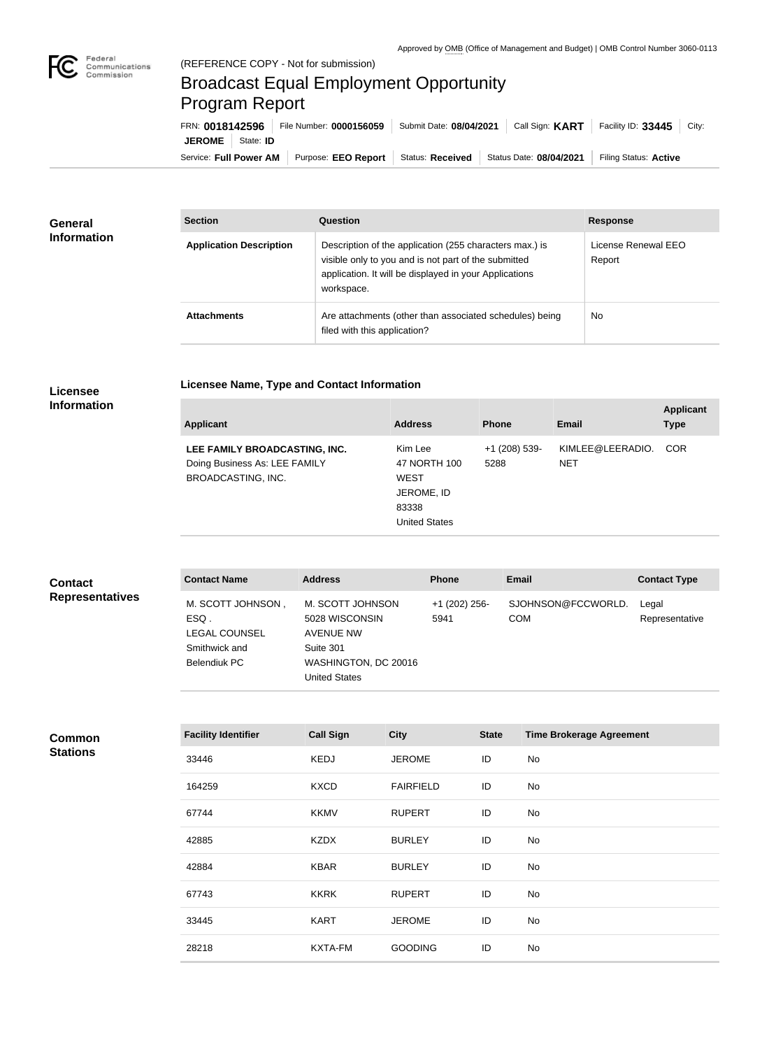Approved by OMB (Office of Management and Budget) | OMB Control Number 3060-0113

(REFERENCE COPY - Not for submission)

# Broadcast Equal Employment Opportunity Program Report

FRN: **0018142596** | File Number: **0000156059** | Submit Date: **08/04/2021** | Call Sign: **KART** | Facility ID: **33445** | City: **JEROME** | State: **ID**

Service: **Full Power AM** | Purpose: **EEO Report** | Status: **Received** | Status Date: **08/04/2021** | Filing Status: **Active**

## General Information

| Section | Question | Response |
| --- | --- | --- |
| **Application Description** | Description of the application (255 characters max.) is visible only to you and is not part of the submitted application. It will be displayed in your Applications workspace. | License Renewal EEO Report |
| **Attachments** | Are attachments (other than associated schedules) being filed with this application? | No |

## Licensee Information

### Licensee Name, Type and Contact Information

| Applicant | Address | Phone | Email | Applicant Type |
| --- | --- | --- | --- | --- |
| **LEE FAMILY BROADCASTING, INC.** Doing Business As: LEE FAMILY BROADCASTING, INC. | Kim Lee 47 NORTH 100 WEST JEROME, ID 83338 United States | +1 (208) 539-5288 | KIMLEE@LEERADIO.NET | COR |

## Contact Representatives

| Contact Name | Address | Phone | Email | Contact Type |
| --- | --- | --- | --- | --- |
| M. SCOTT JOHNSON , ESQ . LEGAL COUNSEL Smithwick and Belendiuk PC | M. SCOTT JOHNSON 5028 WISCONSIN AVENUE NW Suite 301 WASHINGTON, DC 20016 United States | +1 (202) 256-5941 | SJOHNSON@FCCWORLD.COM | Legal Representative |

## Common Stations

| Facility Identifier | Call Sign | City | State | Time Brokerage Agreement |
| --- | --- | --- | --- | --- |
| 33446 | KEDJ | JEROME | ID | No |
| 164259 | KXCD | FAIRFIELD | ID | No |
| 67744 | KKMV | RUPERT | ID | No |
| 42885 | KZDX | BURLEY | ID | No |
| 42884 | KBAR | BURLEY | ID | No |
| 67743 | KKRK | RUPERT | ID | No |
| 33445 | KART | JEROME | ID | No |
| 28218 | KXTA-FM | GOODING | ID | No |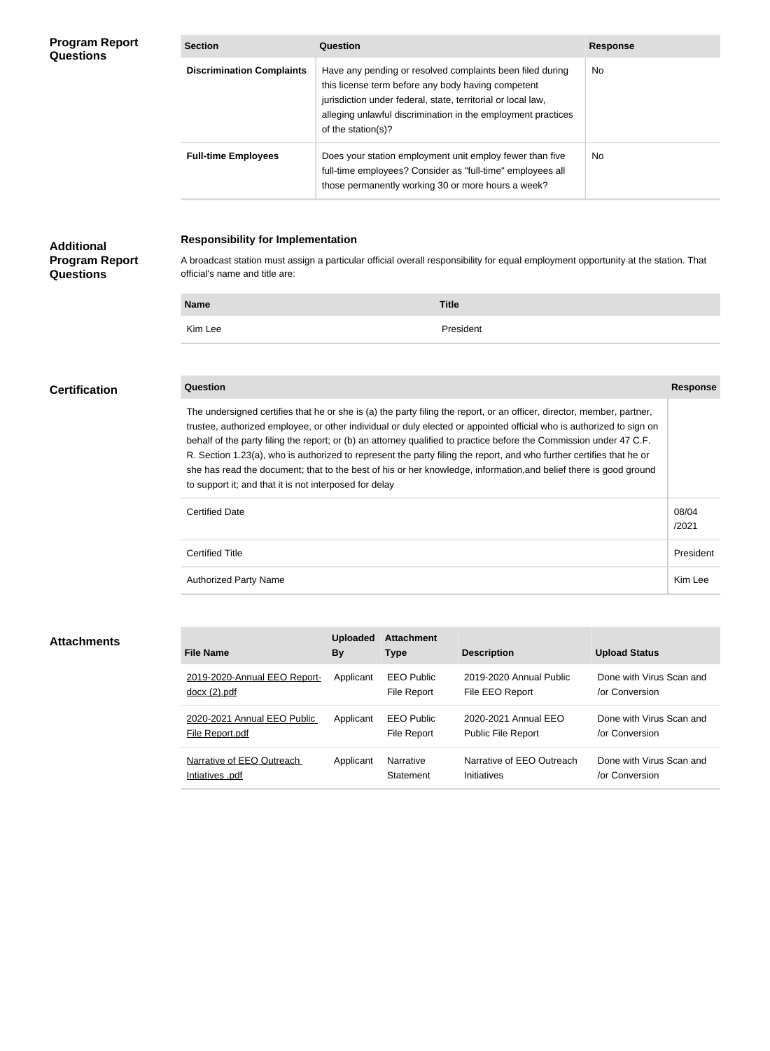## Program Report Questions

| Section | Question | Response |
| --- | --- | --- |
| **Discrimination Complaints** | Have any pending or resolved complaints been filed during this license term before any body having competent jurisdiction under federal, state, territorial or local law, alleging unlawful discrimination in the employment practices of the station(s)? | No |
| **Full-time Employees** | Does your station employment unit employ fewer than five full-time employees? Consider as "full-time" employees all those permanently working 30 or more hours a week? | No |

## Additional Program Report Questions

### Responsibility for Implementation

A broadcast station must assign a particular official overall responsibility for equal employment opportunity at the station. That official's name and title are:

| Name | Title |
| --- | --- |
| Kim Lee | President |

## Certification

| Question | Response |
| --- | --- |
| The undersigned certifies that he or she is (a) the party filing the report, or an officer, director, member, partner, trustee, authorized employee, or other individual or duly elected or appointed official who is authorized to sign on behalf of the party filing the report; or (b) an attorney qualified to practice before the Commission under 47 C.F. R. Section 1.23(a), who is authorized to represent the party filing the report, and who further certifies that he or she has read the document; that to the best of his or her knowledge, information,and belief there is good ground to support it; and that it is not interposed for delay | |
| Certified Date | 08/04 /2021 |
| Certified Title | President |
| Authorized Party Name | Kim Lee |

## Attachments

| File Name | Uploaded By | Attachment Type | Description | Upload Status |
| --- | --- | --- | --- | --- |
| 2019-2020-Annual EEO Report-docx (2).pdf | Applicant | EEO Public File Report | 2019-2020 Annual Public File EEO Report | Done with Virus Scan and /or Conversion |
| 2020-2021 Annual EEO Public File Report.pdf | Applicant | EEO Public File Report | 2020-2021 Annual EEO Public File Report | Done with Virus Scan and /or Conversion |
| Narrative of EEO Outreach Intiatives .pdf | Applicant | Narrative Statement | Narrative of EEO Outreach Initiatives | Done with Virus Scan and /or Conversion |